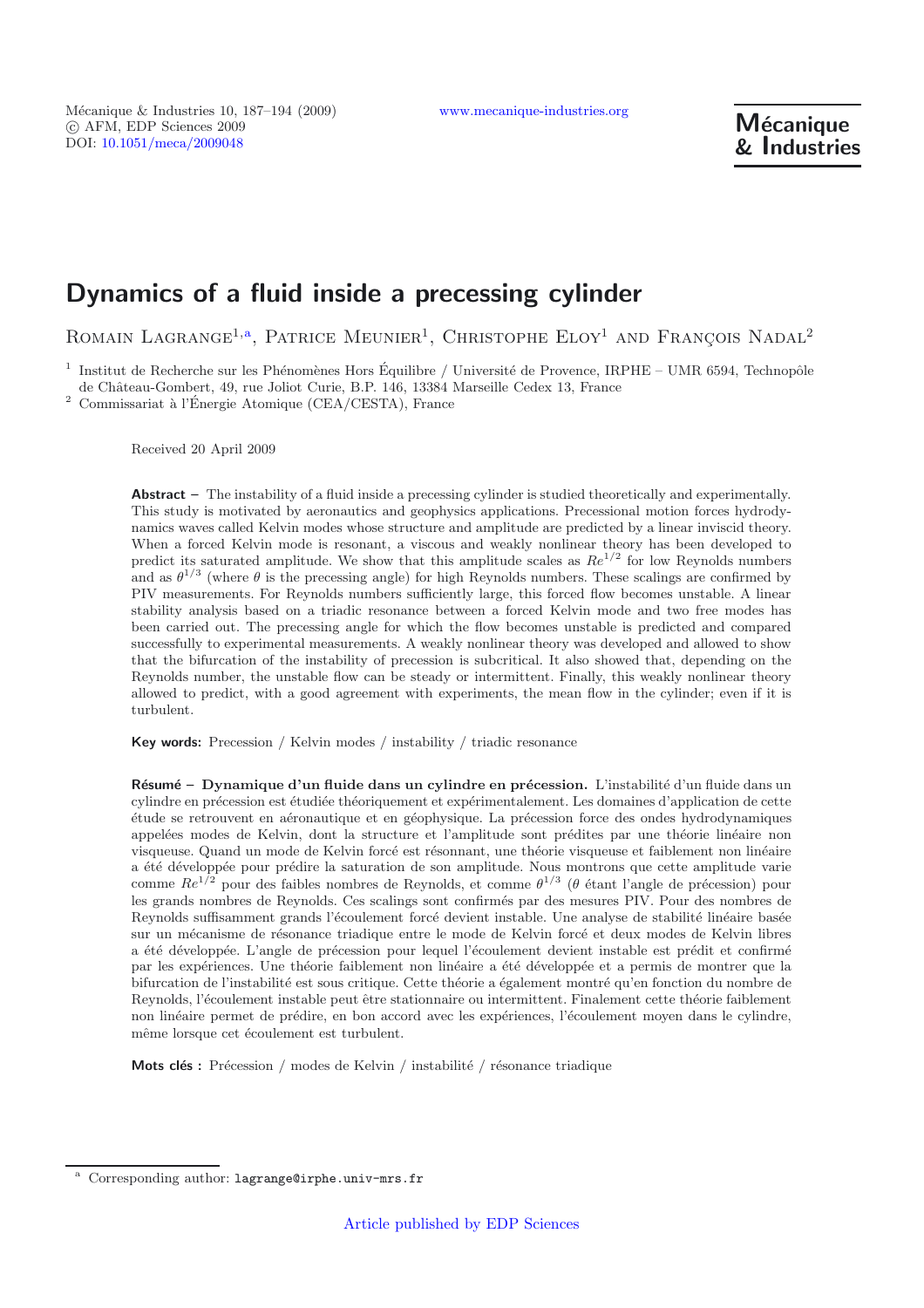# Dynamics of a fluid inside a precessing cylinder

Romain Lagrange[1,a], Patrice Meunier[1], Christophe Eloy[1] and François Nadal[2]

[1] Institut de Recherche sur les Phénomènes Hors Équilibre / Université de Provence, IRPHE – UMR 6594, Technopôle de Château-Gombert, 49, rue Joliot Curie, B.P. 146, 13384 Marseille Cedex 13, France

[2] Commissariat à l'Énergie Atomique (CEA/CESTA), France

Received 20 April 2009

**Abstract –** The instability of a fluid inside a precessing cylinder is studied theoretically and experimentally. This study is motivated by aeronautics and geophysics applications. Precessional motion forces hydrodynamics waves called Kelvin modes whose structure and amplitude are predicted by a linear inviscid theory. When a forced Kelvin mode is resonant, a viscous and weakly nonlinear theory has been developed to predict its saturated amplitude. We show that this amplitude scales as $Re^{1/2}$ for low Reynolds numbers and as $\theta^{1/3}$ (where $\theta$ is the precessing angle) for high Reynolds numbers. These scalings are confirmed by PIV measurements. For Reynolds numbers sufficiently large, this forced flow becomes unstable. A linear stability analysis based on a triadic resonance between a forced Kelvin mode and two free modes has been carried out. The precessing angle for which the flow becomes unstable is predicted and compared successfully to experimental measurements. A weakly nonlinear theory was developed and allowed to show that the bifurcation of the instability of precession is subcritical. It also showed that, depending on the Reynolds number, the unstable flow can be steady or intermittent. Finally, this weakly nonlinear theory allowed to predict, with a good agreement with experiments, the mean flow in the cylinder; even if it is turbulent.

**Key words:** Precession / Kelvin modes / instability / triadic resonance

**Résumé – Dynamique d'un fluide dans un cylindre en précession.** L'instabilité d'un fluide dans un cylindre en précession est étudiée théoriquement et expérimentalement. Les domaines d'application de cette étude se retrouvent en aéronautique et en géophysique. La précession force des ondes hydrodynamiques appelées modes de Kelvin, dont la structure et l'amplitude sont prédites par une théorie linéaire non visqueuse. Quand un mode de Kelvin forcé est résonnant, une théorie visqueuse et faiblement non linéaire a été développée pour prédire la saturation de son amplitude. Nous montrons que cette amplitude varie comme $Re^{1/2}$ pour des faibles nombres de Reynolds, et comme $\theta^{1/3}$ ($\theta$ étant l'angle de précession) pour les grands nombres de Reynolds. Ces scalings sont confirmés par des mesures PIV. Pour des nombres de Reynolds suffisamment grands l'écoulement forcé devient instable. Une analyse de stabilité linéaire basée sur un mécanisme de résonance triadique entre le mode de Kelvin forcé et deux modes de Kelvin libres a été développée. L'angle de précession pour lequel l'écoulement devient instable est prédit et confirmé par les expériences. Une théorie faiblement non linéaire a été développée et a permis de montrer que la bifurcation de l'instabilité est sous critique. Cette théorie a également montré qu'en fonction du nombre de Reynolds, l'écoulement instable peut être stationnaire ou intermittent. Finalement cette théorie faiblement non linéaire permet de prédire, en bon accord avec les expériences, l'écoulement moyen dans le cylindre, même lorsque cet écoulement est turbulent.

**Mots clés :** Précession / modes de Kelvin / instabilité / résonance triadique

[a] Corresponding author: lagrange@irphe.univ-mrs.fr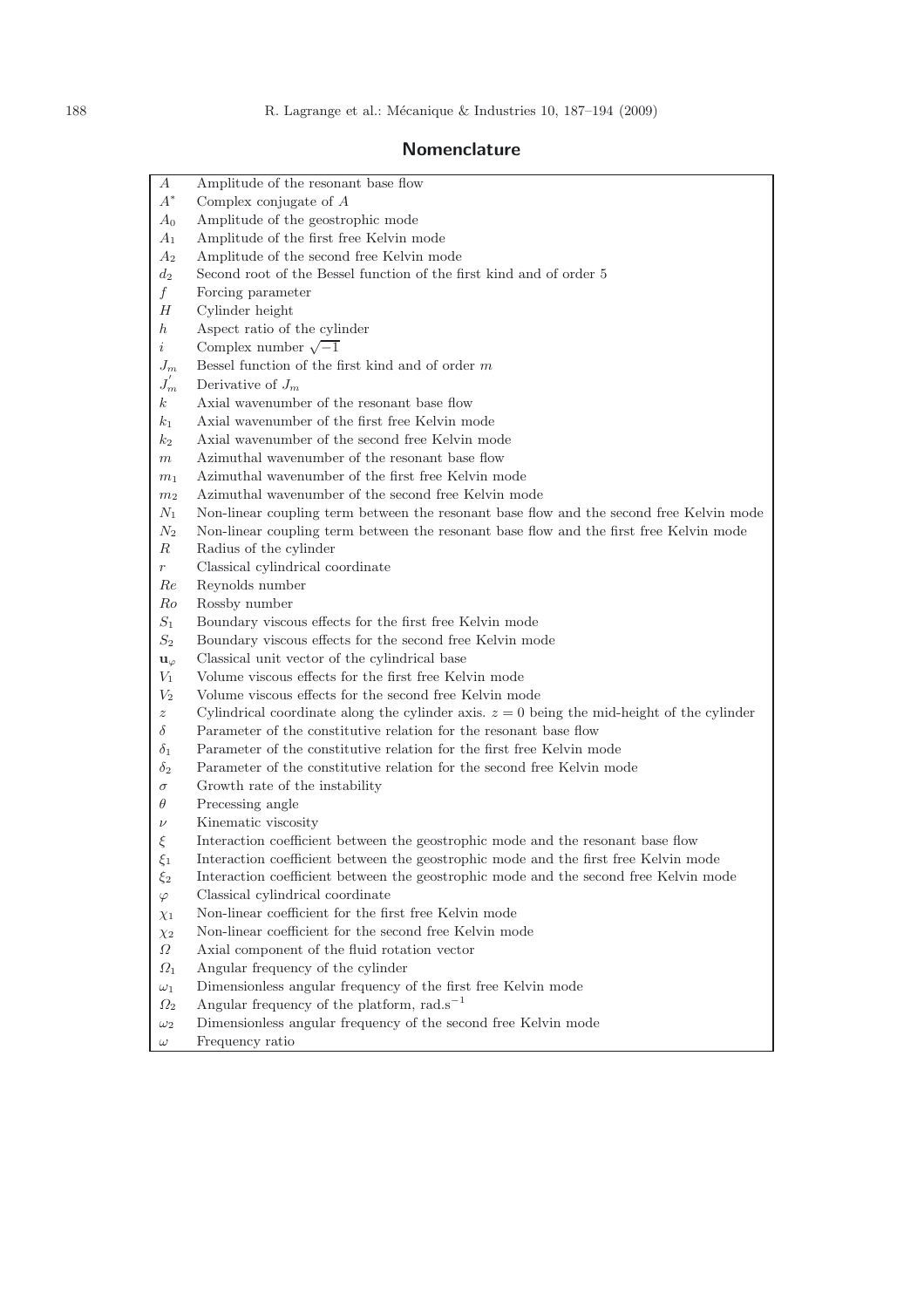## Nomenclature

| Symbol | Description |
|---|---|
| $A$ | Amplitude of the resonant base flow |
| $A^*$ | Complex conjugate of $A$ |
| $A_0$ | Amplitude of the geostrophic mode |
| $A_1$ | Amplitude of the first free Kelvin mode |
| $A_2$ | Amplitude of the second free Kelvin mode |
| $d_2$ | Second root of the Bessel function of the first kind and of order 5 |
| $f$ | Forcing parameter |
| $H$ | Cylinder height |
| $h$ | Aspect ratio of the cylinder |
| $i$ | Complex number $\sqrt{-1}$ |
| $J_m$ | Bessel function of the first kind and of order $m$ |
| $J_m^{'}$ | Derivative of $J_m$ |
| $k$ | Axial wavenumber of the resonant base flow |
| $k_1$ | Axial wavenumber of the first free Kelvin mode |
| $k_2$ | Axial wavenumber of the second free Kelvin mode |
| $m$ | Azimuthal wavenumber of the resonant base flow |
| $m_1$ | Azimuthal wavenumber of the first free Kelvin mode |
| $m_2$ | Azimuthal wavenumber of the second free Kelvin mode |
| $N_1$ | Non-linear coupling term between the resonant base flow and the second free Kelvin mode |
| $N_2$ | Non-linear coupling term between the resonant base flow and the first free Kelvin mode |
| $R$ | Radius of the cylinder |
| $r$ | Classical cylindrical coordinate |
| $Re$ | Reynolds number |
| $Ro$ | Rossby number |
| $S_1$ | Boundary viscous effects for the first free Kelvin mode |
| $S_2$ | Boundary viscous effects for the second free Kelvin mode |
| $\mathbf{u}_\varphi$ | Classical unit vector of the cylindrical base |
| $V_1$ | Volume viscous effects for the first free Kelvin mode |
| $V_2$ | Volume viscous effects for the second free Kelvin mode |
| $z$ | Cylindrical coordinate along the cylinder axis. $z = 0$ being the mid-height of the cylinder |
| $\delta$ | Parameter of the constitutive relation for the resonant base flow |
| $\delta_1$ | Parameter of the constitutive relation for the first free Kelvin mode |
| $\delta_2$ | Parameter of the constitutive relation for the second free Kelvin mode |
| $\sigma$ | Growth rate of the instability |
| $\theta$ | Precessing angle |
| $\nu$ | Kinematic viscosity |
| $\xi$ | Interaction coefficient between the geostrophic mode and the resonant base flow |
| $\xi_1$ | Interaction coefficient between the geostrophic mode and the first free Kelvin mode |
| $\xi_2$ | Interaction coefficient between the geostrophic mode and the second free Kelvin mode |
| $\varphi$ | Classical cylindrical coordinate |
| $\chi_1$ | Non-linear coefficient for the first free Kelvin mode |
| $\chi_2$ | Non-linear coefficient for the second free Kelvin mode |
| $\Omega$ | Axial component of the fluid rotation vector |
| $\Omega_1$ | Angular frequency of the cylinder |
| $\omega_1$ | Dimensionless angular frequency of the first free Kelvin mode |
| $\Omega_2$ | Angular frequency of the platform, rad.s$^{-1}$ |
| $\omega_2$ | Dimensionless angular frequency of the second free Kelvin mode |
| $\omega$ | Frequency ratio |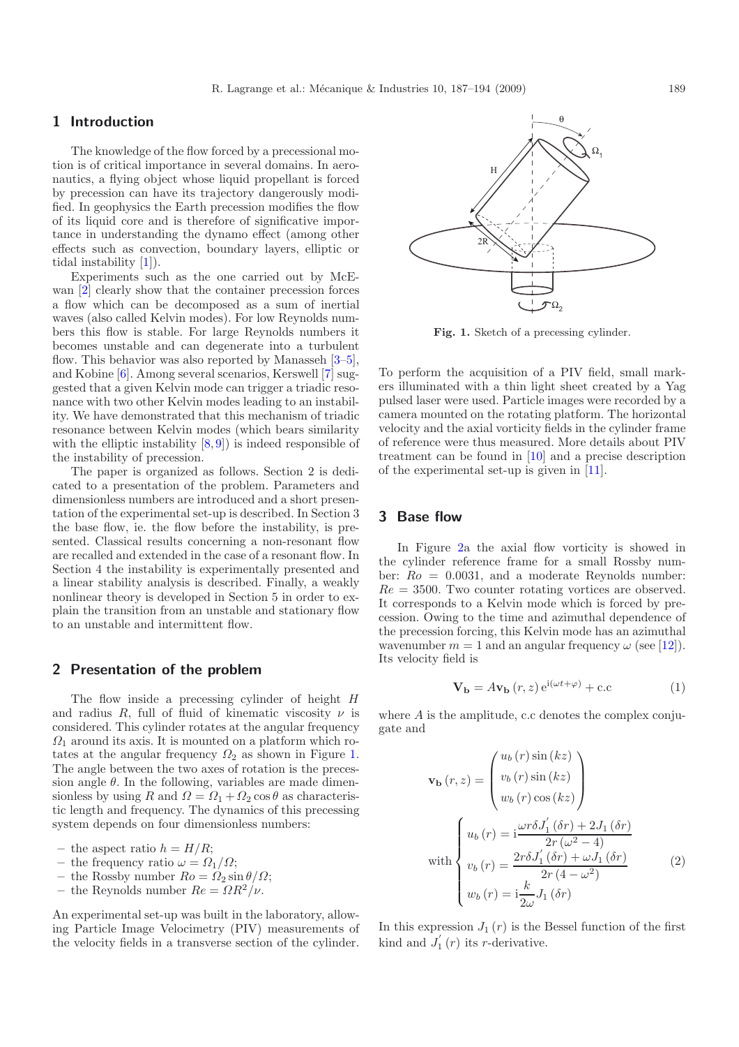## 1 Introduction

The knowledge of the flow forced by a precessional motion is of critical importance in several domains. In aeronautics, a flying object whose liquid propellant is forced by precession can have its trajectory dangerously modified. In geophysics the Earth precession modifies the flow of its liquid core and is therefore of significative importance in understanding the dynamo effect (among other effects such as convection, boundary layers, elliptic or tidal instability [1]).

Experiments such as the one carried out by McEwan [2] clearly show that the container precession forces a flow which can be decomposed as a sum of inertial waves (also called Kelvin modes). For low Reynolds numbers this flow is stable. For large Reynolds numbers it becomes unstable and can degenerate into a turbulent flow. This behavior was also reported by Manasseh [3–5], and Kobine [6]. Among several scenarios, Kerswell [7] suggested that a given Kelvin mode can trigger a triadic resonance with two other Kelvin modes leading to an instability. We have demonstrated that this mechanism of triadic resonance between Kelvin modes (which bears similarity with the elliptic instability [8,9]) is indeed responsible of the instability of precession.

The paper is organized as follows. Section 2 is dedicated to a presentation of the problem. Parameters and dimensionless numbers are introduced and a short presentation of the experimental set-up is described. In Section 3 the base flow, ie. the flow before the instability, is presented. Classical results concerning a non-resonant flow are recalled and extended in the case of a resonant flow. In Section 4 the instability is experimentally presented and a linear stability analysis is described. Finally, a weakly nonlinear theory is developed in Section 5 in order to explain the transition from an unstable and stationary flow to an unstable and intermittent flow.

## 2 Presentation of the problem

The flow inside a precessing cylinder of height $H$ and radius $R$, full of fluid of kinematic viscosity $\nu$ is considered. This cylinder rotates at the angular frequency $\Omega_1$ around its axis. It is mounted on a platform which rotates at the angular frequency $\Omega_2$ as shown in Figure 1. The angle between the two axes of rotation is the precession angle $\theta$. In the following, variables are made dimensionless by using $R$ and $\Omega = \Omega_1 + \Omega_2 \cos\theta$ as characteristic length and frequency. The dynamics of this precessing system depends on four dimensionless numbers:

- the aspect ratio $h = H/R$;
- the frequency ratio $\omega = \Omega_1/\Omega$;
- the Rossby number $Ro = \Omega_2 \sin\theta/\Omega$;
- the Reynolds number $Re = \Omega R^2/\nu$.

An experimental set-up was built in the laboratory, allowing Particle Image Velocimetry (PIV) measurements of the velocity fields in a transverse section of the cylinder.

**Fig. 1.** Sketch of a precessing cylinder.

To perform the acquisition of a PIV field, small markers illuminated with a thin light sheet created by a Yag pulsed laser were used. Particle images were recorded by a camera mounted on the rotating platform. The horizontal velocity and the axial vorticity fields in the cylinder frame of reference were thus measured. More details about PIV treatment can be found in [10] and a precise description of the experimental set-up is given in [11].

## 3 Base flow

In Figure 2a the axial flow vorticity is showed in the cylinder reference frame for a small Rossby number: $Ro = 0.0031$, and a moderate Reynolds number: $Re = 3500$. Two counter rotating vortices are observed. It corresponds to a Kelvin mode which is forced by precession. Owing to the time and azimuthal dependence of the precession forcing, this Kelvin mode has an azimuthal wavenumber $m = 1$ and an angular frequency $\omega$ (see [12]). Its velocity field is

$$\mathbf{V_b} = A\mathbf{v_b}(r,z)\,\mathrm{e}^{\mathrm{i}(\omega t + \varphi)} + \mathrm{c.c} \tag{1}$$

where $A$ is the amplitude, c.c denotes the complex conjugate and

$$\mathbf{v_b}(r,z) = \begin{pmatrix} u_b(r)\sin(kz) \\ v_b(r)\sin(kz) \\ w_b(r)\cos(kz) \end{pmatrix}$$

$$\text{with}\ \begin{cases} u_b(r) = \mathrm{i}\dfrac{\omega r \delta J_1'(\delta r) + 2J_1(\delta r)}{2r(\omega^2 - 4)} \\ v_b(r) = \dfrac{2r\delta J_1'(\delta r) + \omega J_1(\delta r)}{2r(4 - \omega^2)} \\ w_b(r) = \mathrm{i}\dfrac{k}{2\omega} J_1(\delta r) \end{cases} \tag{2}$$

In this expression $J_1(r)$ is the Bessel function of the first kind and $J_1'(r)$ its $r$-derivative.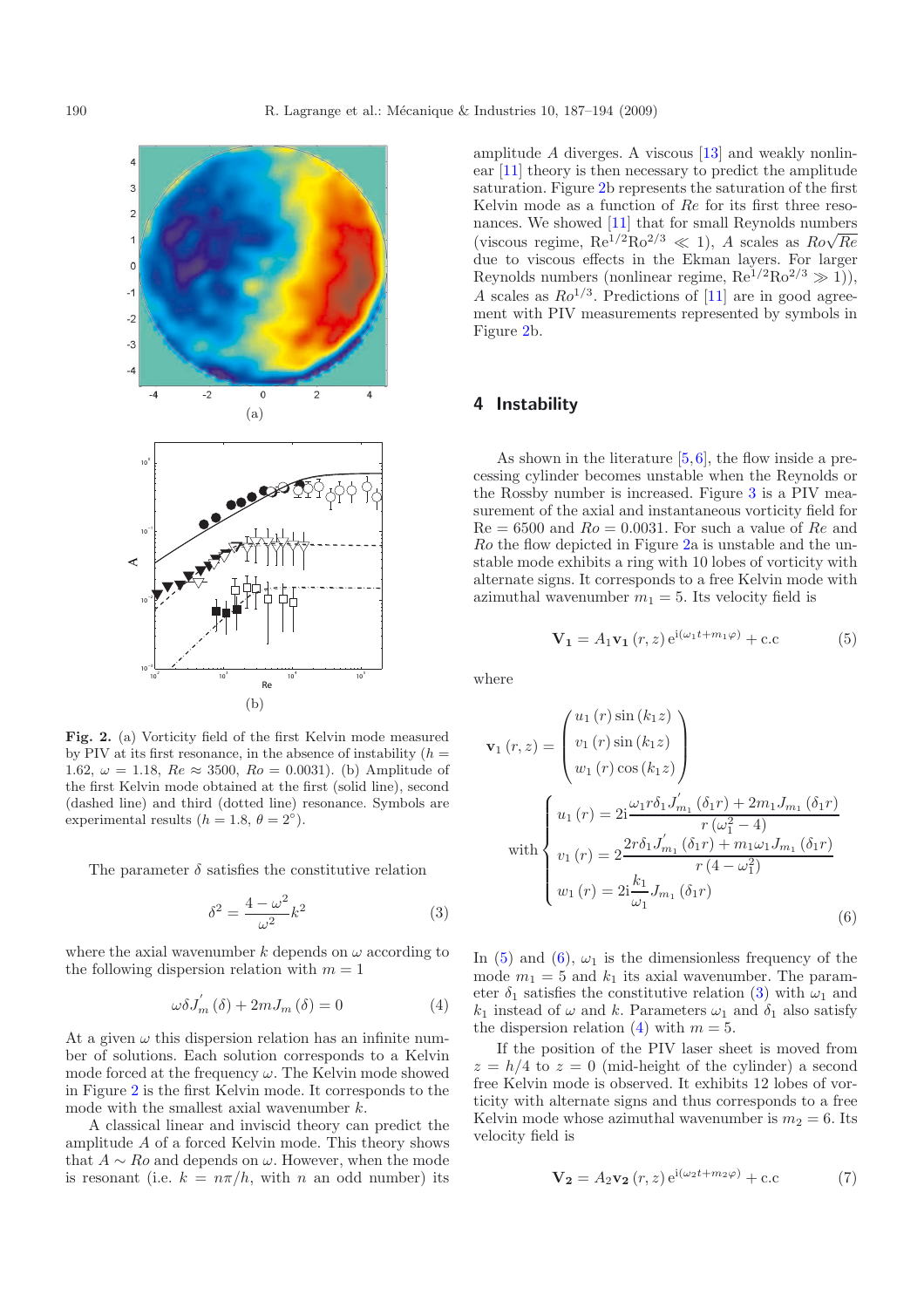Fig. 2. (a) Vorticity field of the first Kelvin mode measured by PIV at its first resonance, in the absence of instability ($h = 1.62$, $\omega = 1.18$, $Re \approx 3500$, $Ro = 0.0031$). (b) Amplitude of the first Kelvin mode obtained at the first (solid line), second (dashed line) and third (dotted line) resonance. Symbols are experimental results ($h = 1.8$, $\theta = 2°$).

The parameter $\delta$ satisfies the constitutive relation

$$\delta^2 = \frac{4 - \omega^2}{\omega^2} k^2 \qquad (3)$$

where the axial wavenumber $k$ depends on $\omega$ according to the following dispersion relation with $m = 1$

$$\omega \delta J_m^{'}(\delta) + 2mJ_m(\delta) = 0 \qquad (4)$$

At a given $\omega$ this dispersion relation has an infinite number of solutions. Each solution corresponds to a Kelvin mode forced at the frequency $\omega$. The Kelvin mode showed in Figure 2 is the first Kelvin mode. It corresponds to the mode with the smallest axial wavenumber $k$.

A classical linear and inviscid theory can predict the amplitude $A$ of a forced Kelvin mode. This theory shows that $A \sim Ro$ and depends on $\omega$. However, when the mode is resonant (i.e. $k = n\pi/h$, with $n$ an odd number) its amplitude $A$ diverges. A viscous [13] and weakly nonlinear [11] theory is then necessary to predict the amplitude saturation. Figure 2b represents the saturation of the first Kelvin mode as a function of $Re$ for its first three resonances. We showed [11] that for small Reynolds numbers (viscous regime, $\mathrm{Re}^{1/2}\mathrm{Ro}^{2/3} \ll 1$), $A$ scales as $Ro\sqrt{Re}$ due to viscous effects in the Ekman layers. For larger Reynolds numbers (nonlinear regime, $\mathrm{Re}^{1/2}\mathrm{Ro}^{2/3} \gg 1$)), $A$ scales as $Ro^{1/3}$. Predictions of [11] are in good agreement with PIV measurements represented by symbols in Figure 2b.

## 4 Instability

As shown in the literature [5,6], the flow inside a precessing cylinder becomes unstable when the Reynolds or the Rossby number is increased. Figure 3 is a PIV measurement of the axial and instantaneous vorticity field for $\mathrm{Re} = 6500$ and $Ro = 0.0031$. For such a value of $Re$ and $Ro$ the flow depicted in Figure 2a is unstable and the unstable mode exhibits a ring with 10 lobes of vorticity with alternate signs. It corresponds to a free Kelvin mode with azimuthal wavenumber $m_1 = 5$. Its velocity field is

$$\mathbf{V_1} = A_1 \mathbf{v_1}(r,z)\, \mathrm{e}^{\mathrm{i}(\omega_1 t + m_1 \varphi)} + \mathrm{c.c} \qquad (5)$$

where

$$\mathbf{v}_1(r,z) = \begin{pmatrix} u_1(r)\sin(k_1 z) \\ v_1(r)\sin(k_1 z) \\ w_1(r)\cos(k_1 z) \end{pmatrix}$$

$$\text{with} \begin{cases} u_1(r) = 2\mathrm{i}\dfrac{\omega_1 r \delta_1 J_{m_1}^{'}(\delta_1 r) + 2m_1 J_{m_1}(\delta_1 r)}{r(\omega_1^2 - 4)} \\ v_1(r) = 2\dfrac{2r\delta_1 J_{m_1}^{'}(\delta_1 r) + m_1 \omega_1 J_{m_1}(\delta_1 r)}{r(4 - \omega_1^2)} \\ w_1(r) = 2\mathrm{i}\dfrac{k_1}{\omega_1} J_{m_1}(\delta_1 r) \end{cases} \qquad (6)$$

In (5) and (6), $\omega_1$ is the dimensionless frequency of the mode $m_1 = 5$ and $k_1$ its axial wavenumber. The parameter $\delta_1$ satisfies the constitutive relation (3) with $\omega_1$ and $k_1$ instead of $\omega$ and $k$. Parameters $\omega_1$ and $\delta_1$ also satisfy the dispersion relation (4) with $m = 5$.

If the position of the PIV laser sheet is moved from $z = h/4$ to $z = 0$ (mid-height of the cylinder) a second free Kelvin mode is observed. It exhibits 12 lobes of vorticity with alternate signs and thus corresponds to a free Kelvin mode whose azimuthal wavenumber is $m_2 = 6$. Its velocity field is

$$\mathbf{V_2} = A_2 \mathbf{v_2}(r,z)\, \mathrm{e}^{\mathrm{i}(\omega_2 t + m_2 \varphi)} + \mathrm{c.c} \qquad (7)$$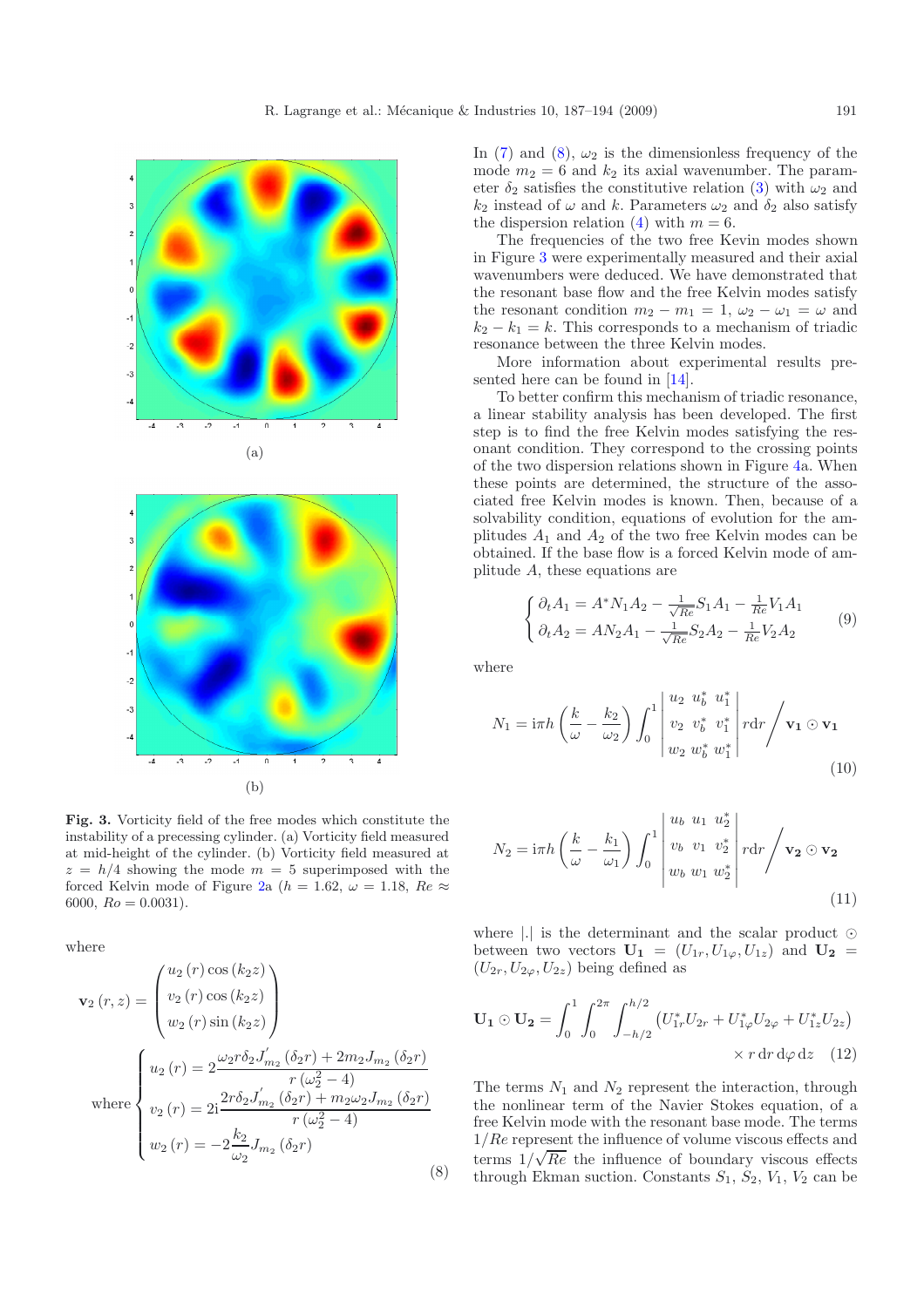**Fig. 3.** Vorticity field of the free modes which constitute the instability of a precessing cylinder. (a) Vorticity field measured at mid-height of the cylinder. (b) Vorticity field measured at $z = h/4$ showing the mode $m = 5$ superimposed with the forced Kelvin mode of Figure 2a ($h = 1.62$, $\omega = 1.18$, $Re \approx 6000$, $Ro = 0.0031$).

where

$$
\mathbf{v}_2(r,z) = \begin{pmatrix} u_2(r)\cos(k_2 z) \\ v_2(r)\cos(k_2 z) \\ w_2(r)\sin(k_2 z) \end{pmatrix}
$$

$$
\text{where} \begin{cases} u_2(r) = 2\dfrac{\omega_2 r \delta_2 J'_{m_2}(\delta_2 r) + 2m_2 J_{m_2}(\delta_2 r)}{r(\omega_2^2 - 4)} \\ v_2(r) = 2\mathrm{i}\dfrac{2r\delta_2 J'_{m_2}(\delta_2 r) + m_2\omega_2 J_{m_2}(\delta_2 r)}{r(\omega_2^2 - 4)} \\ w_2(r) = -2\dfrac{k_2}{\omega_2} J_{m_2}(\delta_2 r) \end{cases} \tag{8}
$$

In (7) and (8), $\omega_2$ is the dimensionless frequency of the mode $m_2 = 6$ and $k_2$ its axial wavenumber. The parameter $\delta_2$ satisfies the constitutive relation (3) with $\omega_2$ and $k_2$ instead of $\omega$ and $k$. Parameters $\omega_2$ and $\delta_2$ also satisfy the dispersion relation (4) with $m = 6$.

The frequencies of the two free Kevin modes shown in Figure 3 were experimentally measured and their axial wavenumbers were deduced. We have demonstrated that the resonant base flow and the free Kelvin modes satisfy the resonant condition $m_2 - m_1 = 1$, $\omega_2 - \omega_1 = \omega$ and $k_2 - k_1 = k$. This corresponds to a mechanism of triadic resonance between the three Kelvin modes.

More information about experimental results presented here can be found in [14].

To better confirm this mechanism of triadic resonance, a linear stability analysis has been developed. The first step is to find the free Kelvin modes satisfying the resonant condition. They correspond to the crossing points of the two dispersion relations shown in Figure 4a. When these points are determined, the structure of the associated free Kelvin modes is known. Then, because of a solvability condition, equations of evolution for the amplitudes $A_1$ and $A_2$ of the two free Kelvin modes can be obtained. If the base flow is a forced Kelvin mode of amplitude $A$, these equations are

$$
\begin{cases} \partial_t A_1 = A^* N_1 A_2 - \frac{1}{\sqrt{Re}} S_1 A_1 - \frac{1}{Re} V_1 A_1 \\ \partial_t A_2 = A N_2 A_1 - \frac{1}{\sqrt{Re}} S_2 A_2 - \frac{1}{Re} V_2 A_2 \end{cases} \tag{9}
$$

where

$$
N_1 = \mathrm{i}\pi h \left(\frac{k}{\omega} - \frac{k_2}{\omega_2}\right) \int_0^1 \begin{vmatrix} u_2 & u_b^* & u_1^* \\ v_2 & v_b^* & v_1^* \\ w_2 & w_b^* & w_1^* \end{vmatrix} r\mathrm{d}r \Bigg/ \mathbf{v_1} \odot \mathbf{v_1} \tag{10}
$$

$$
N_2 = \mathrm{i}\pi h \left(\frac{k}{\omega} - \frac{k_1}{\omega_1}\right) \int_0^1 \begin{vmatrix} u_b & u_1 & u_2^* \\ v_b & v_1 & v_2^* \\ w_b & w_1 & w_2^* \end{vmatrix} r\mathrm{d}r \Bigg/ \mathbf{v_2} \odot \mathbf{v_2} \tag{11}
$$

where $|.|$ is the determinant and the scalar product $\odot$ between two vectors $\mathbf{U_1} = (U_{1r}, U_{1\varphi}, U_{1z})$ and $\mathbf{U_2} = (U_{2r}, U_{2\varphi}, U_{2z})$ being defined as

$$
\mathbf{U_1} \odot \mathbf{U_2} = \int_0^1 \int_0^{2\pi} \int_{-h/2}^{h/2} \left(U_{1r}^* U_{2r} + U_{1\varphi}^* U_{2\varphi} + U_{1z}^* U_{2z}\right) \times r\,\mathrm{d}r\,\mathrm{d}\varphi\,\mathrm{d}z \tag{12}
$$

The terms $N_1$ and $N_2$ represent the interaction, through the nonlinear term of the Navier Stokes equation, of a free Kelvin mode with the resonant base mode. The terms $1/Re$ represent the influence of volume viscous effects and terms $1/\sqrt{Re}$ the influence of boundary viscous effects through Ekman suction. Constants $S_1$, $S_2$, $V_1$, $V_2$ can be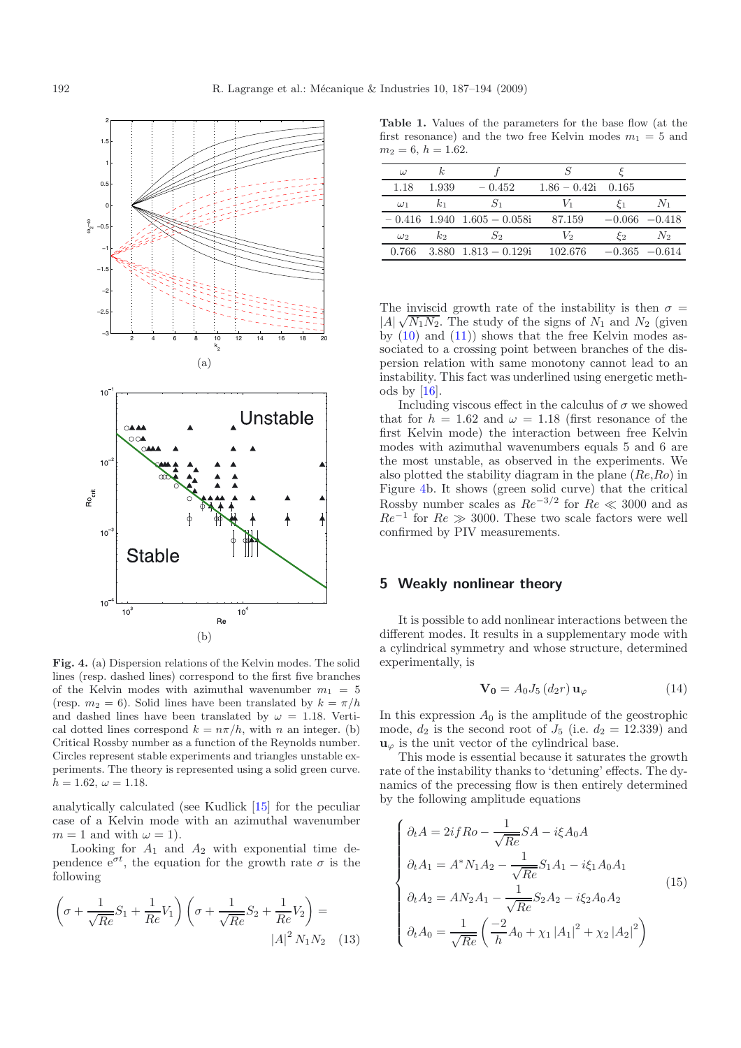**Fig. 4.** (a) Dispersion relations of the Kelvin modes. The solid lines (resp. dashed lines) correspond to the first five branches of the Kelvin modes with azimuthal wavenumber $m_1 = 5$ (resp. $m_2 = 6$). Solid lines have been translated by $k = \pi/h$ and dashed lines have been translated by $\omega = 1.18$. Vertical dotted lines correspond $k = n\pi/h$, with $n$ an integer. (b) Critical Rossby number as a function of the Reynolds number. Circles represent stable experiments and triangles unstable experiments. The theory is represented using a solid green curve. $h = 1.62$, $\omega = 1.18$.

analytically calculated (see Kudlick [15] for the peculiar case of a Kelvin mode with an azimuthal wavenumber $m = 1$ and with $\omega = 1$).

Looking for $A_1$ and $A_2$ with exponential time dependence $e^{\sigma t}$, the equation for the growth rate $\sigma$ is the following

$$\left(\sigma + \frac{1}{\sqrt{Re}}S_1 + \frac{1}{Re}V_1\right)\left(\sigma + \frac{1}{\sqrt{Re}}S_2 + \frac{1}{Re}V_2\right) = |A|^2 N_1 N_2 \quad (13)$$

**Table 1.** Values of the parameters for the base flow (at the first resonance) and the two free Kelvin modes $m_1 = 5$ and $m_2 = 6$, $h = 1.62$.

| $\omega$ | $k$ | $f$ | $S$ | $\xi$ | |
|---|---|---|---|---|---|
| 1.18 | 1.939 | − 0.452 | 1.86 − 0.42i | 0.165 | |
| $\omega_1$ | $k_1$ | $S_1$ | $V_1$ | $\xi_1$ | $N_1$ |
| − 0.416 | 1.940 | 1.605 − 0.058i | 87.159 | −0.066 | −0.418 |
| $\omega_2$ | $k_2$ | $S_2$ | $V_2$ | $\xi_2$ | $N_2$ |
| 0.766 | 3.880 | 1.813 − 0.129i | 102.676 | −0.365 | −0.614 |

The inviscid growth rate of the instability is then $\sigma = |A|\sqrt{N_1 N_2}$. The study of the signs of $N_1$ and $N_2$ (given by (10) and (11)) shows that the free Kelvin modes associated to a crossing point between branches of the dispersion relation with same monotony cannot lead to an instability. This fact was underlined using energetic methods by [16].

Including viscous effect in the calculus of $\sigma$ we showed that for $h = 1.62$ and $\omega = 1.18$ (first resonance of the first Kelvin mode) the interaction between free Kelvin modes with azimuthal wavenumbers equals 5 and 6 are the most unstable, as observed in the experiments. We also plotted the stability diagram in the plane $(Re,Ro)$ in Figure 4b. It shows (green solid curve) that the critical Rossby number scales as $Re^{-3/2}$ for $Re \ll 3000$ and as $Re^{-1}$ for $Re \gg 3000$. These two scale factors were well confirmed by PIV measurements.

## 5 Weakly nonlinear theory

It is possible to add nonlinear interactions between the different modes. It results in a supplementary mode with a cylindrical symmetry and whose structure, determined experimentally, is

$$\mathbf{V_0} = A_0 J_5\left(d_2 r\right)\mathbf{u}_\varphi \quad (14)$$

In this expression $A_0$ is the amplitude of the geostrophic mode, $d_2$ is the second root of $J_5$ (i.e. $d_2 = 12.339$) and $\mathbf{u}_\varphi$ is the unit vector of the cylindrical base.

This mode is essential because it saturates the growth rate of the instability thanks to 'detuning' effects. The dynamics of the precessing flow is then entirely determined by the following amplitude equations

$$\begin{cases} \partial_t A = 2ifRo - \dfrac{1}{\sqrt{Re}}SA - i\xi A_0 A \\ \partial_t A_1 = A^* N_1 A_2 - \dfrac{1}{\sqrt{Re}}S_1 A_1 - i\xi_1 A_0 A_1 \\ \partial_t A_2 = A N_2 A_1 - \dfrac{1}{\sqrt{Re}}S_2 A_2 - i\xi_2 A_0 A_2 \\ \partial_t A_0 = \dfrac{1}{\sqrt{Re}}\left(\dfrac{-2}{h}A_0 + \chi_1 |A_1|^2 + \chi_2 |A_2|^2\right) \end{cases} \quad (15)$$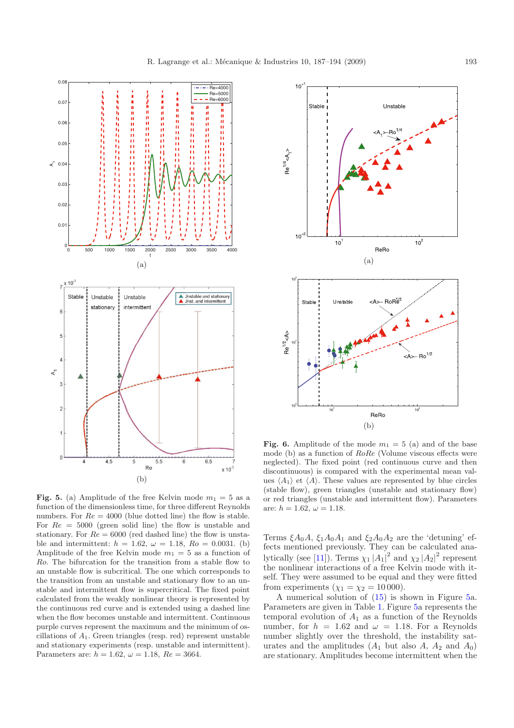**Fig. 5.** (a) Amplitude of the free Kelvin mode $m_1 = 5$ as a function of the dimensionless time, for three different Reynolds numbers. For $Re = 4000$ (blue dotted line) the flow is stable. For $Re = 5000$ (green solid line) the flow is unstable and stationary. For $Re = 6000$ (red dashed line) the flow is unstable and intermittent: $h = 1.62$, $\omega = 1.18$, $Ro = 0.0031$. (b) Amplitude of the free Kelvin mode $m_1 = 5$ as a function of $Ro$. The bifurcation for the transition from a stable flow to an unstable flow is subcritical. The one which corresponds to the transition from an unstable and stationary flow to an unstable and intermittent flow is supercritical. The fixed point calculated from the weakly nonlinear theory is represented by the continuous red curve and is extended using a dashed line when the flow becomes unstable and intermittent. Continuous purple curves represent the maximum and the minimum of oscillations of $A_1$. Green triangles (resp. red) represent unstable and stationary experiments (resp. unstable and intermittent). Parameters are: $h = 1.62$, $\omega = 1.18$, $Re = 3664$.

**Fig. 6.** Amplitude of the mode $m_1 = 5$ (a) and of the base mode (b) as a function of $RoRe$ (Volume viscous effects were neglected). The fixed point (red continuous curve and then discontinuous) is compared with the experimental mean values $\langle A_1 \rangle$ et $\langle A \rangle$. These values are represented by blue circles (stable flow), green triangles (unstable and stationary flow) or red triangles (unstable and intermittent flow). Parameters are: $h = 1.62$, $\omega = 1.18$.

Terms $\xi A_0 A$, $\xi_1 A_0 A_1$ and $\xi_2 A_0 A_2$ are the 'detuning' effects mentioned previously. They can be calculated analytically (see [11]). Terms $\chi_1 |A_1|^2$ and $\chi_2 |A_2|^2$ represent the nonlinear interactions of a free Kelvin mode with itself. They were assumed to be equal and they were fitted from experiments ($\chi_1 = \chi_2 = 10\,000$).

A numerical solution of (15) is shown in Figure 5a. Parameters are given in Table 1. Figure 5a represents the temporal evolution of $A_1$ as a function of the Reynolds number, for $h = 1.62$ and $\omega = 1.18$. For a Reynolds number slightly over the threshold, the instability saturates and the amplitudes ($A_1$ but also $A$, $A_2$ and $A_0$) are stationary. Amplitudes become intermittent when the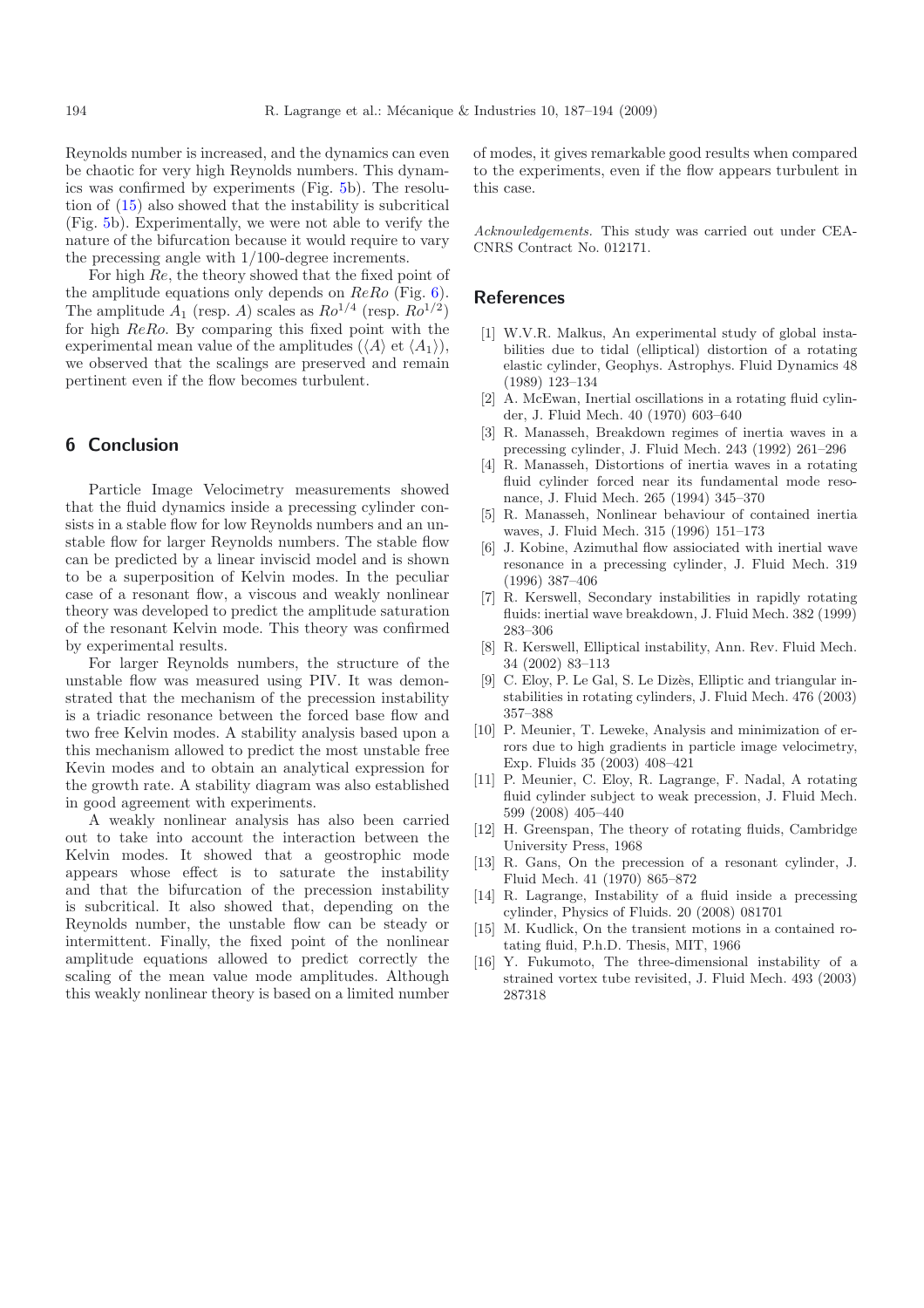Reynolds number is increased, and the dynamics can even be chaotic for very high Reynolds numbers. This dynamics was confirmed by experiments (Fig. 5b). The resolution of (15) also showed that the instability is subcritical (Fig. 5b). Experimentally, we were not able to verify the nature of the bifurcation because it would require to vary the precessing angle with 1/100-degree increments.

For high $Re$, the theory showed that the fixed point of the amplitude equations only depends on $ReRo$ (Fig. 6). The amplitude $A_1$ (resp. $A$) scales as $Ro^{1/4}$ (resp. $Ro^{1/2}$) for high $ReRo$. By comparing this fixed point with the experimental mean value of the amplitudes ($\langle A \rangle$ et $\langle A_1 \rangle$), we observed that the scalings are preserved and remain pertinent even if the flow becomes turbulent.

## 6 Conclusion

Particle Image Velocimetry measurements showed that the fluid dynamics inside a precessing cylinder consists in a stable flow for low Reynolds numbers and an unstable flow for larger Reynolds numbers. The stable flow can be predicted by a linear inviscid model and is shown to be a superposition of Kelvin modes. In the peculiar case of a resonant flow, a viscous and weakly nonlinear theory was developed to predict the amplitude saturation of the resonant Kelvin mode. This theory was confirmed by experimental results.

For larger Reynolds numbers, the structure of the unstable flow was measured using PIV. It was demonstrated that the mechanism of the precession instability is a triadic resonance between the forced base flow and two free Kelvin modes. A stability analysis based upon a this mechanism allowed to predict the most unstable free Kevin modes and to obtain an analytical expression for the growth rate. A stability diagram was also established in good agreement with experiments.

A weakly nonlinear analysis has also been carried out to take into account the interaction between the Kelvin modes. It showed that a geostrophic mode appears whose effect is to saturate the instability and that the bifurcation of the precession instability is subcritical. It also showed that, depending on the Reynolds number, the unstable flow can be steady or intermittent. Finally, the fixed point of the nonlinear amplitude equations allowed to predict correctly the scaling of the mean value mode amplitudes. Although this weakly nonlinear theory is based on a limited number of modes, it gives remarkable good results when compared to the experiments, even if the flow appears turbulent in this case.

*Acknowledgements.* This study was carried out under CEA-CNRS Contract No. 012171.

## References

[1] W.V.R. Malkus, An experimental study of global instabilities due to tidal (elliptical) distortion of a rotating elastic cylinder, Geophys. Astrophys. Fluid Dynamics 48 (1989) 123–134

[2] A. McEwan, Inertial oscillations in a rotating fluid cylinder, J. Fluid Mech. 40 (1970) 603–640

[3] R. Manasseh, Breakdown regimes of inertia waves in a precessing cylinder, J. Fluid Mech. 243 (1992) 261–296

[4] R. Manasseh, Distortions of inertia waves in a rotating fluid cylinder forced near its fundamental mode resonance, J. Fluid Mech. 265 (1994) 345–370

[5] R. Manasseh, Nonlinear behaviour of contained inertia waves, J. Fluid Mech. 315 (1996) 151–173

[6] J. Kobine, Azimuthal flow assiociated with inertial wave resonance in a precessing cylinder, J. Fluid Mech. 319 (1996) 387–406

[7] R. Kerswell, Secondary instabilities in rapidly rotating fluids: inertial wave breakdown, J. Fluid Mech. 382 (1999) 283–306

[8] R. Kerswell, Elliptical instability, Ann. Rev. Fluid Mech. 34 (2002) 83–113

[9] C. Eloy, P. Le Gal, S. Le Dizès, Elliptic and triangular instabilities in rotating cylinders, J. Fluid Mech. 476 (2003) 357–388

[10] P. Meunier, T. Leweke, Analysis and minimization of errors due to high gradients in particle image velocimetry, Exp. Fluids 35 (2003) 408–421

[11] P. Meunier, C. Eloy, R. Lagrange, F. Nadal, A rotating fluid cylinder subject to weak precession, J. Fluid Mech. 599 (2008) 405–440

[12] H. Greenspan, The theory of rotating fluids, Cambridge University Press, 1968

[13] R. Gans, On the precession of a resonant cylinder, J. Fluid Mech. 41 (1970) 865–872

[14] R. Lagrange, Instability of a fluid inside a precessing cylinder, Physics of Fluids. 20 (2008) 081701

[15] M. Kudlick, On the transient motions in a contained rotating fluid, P.h.D. Thesis, MIT, 1966

[16] Y. Fukumoto, The three-dimensional instability of a strained vortex tube revisited, J. Fluid Mech. 493 (2003) 287318